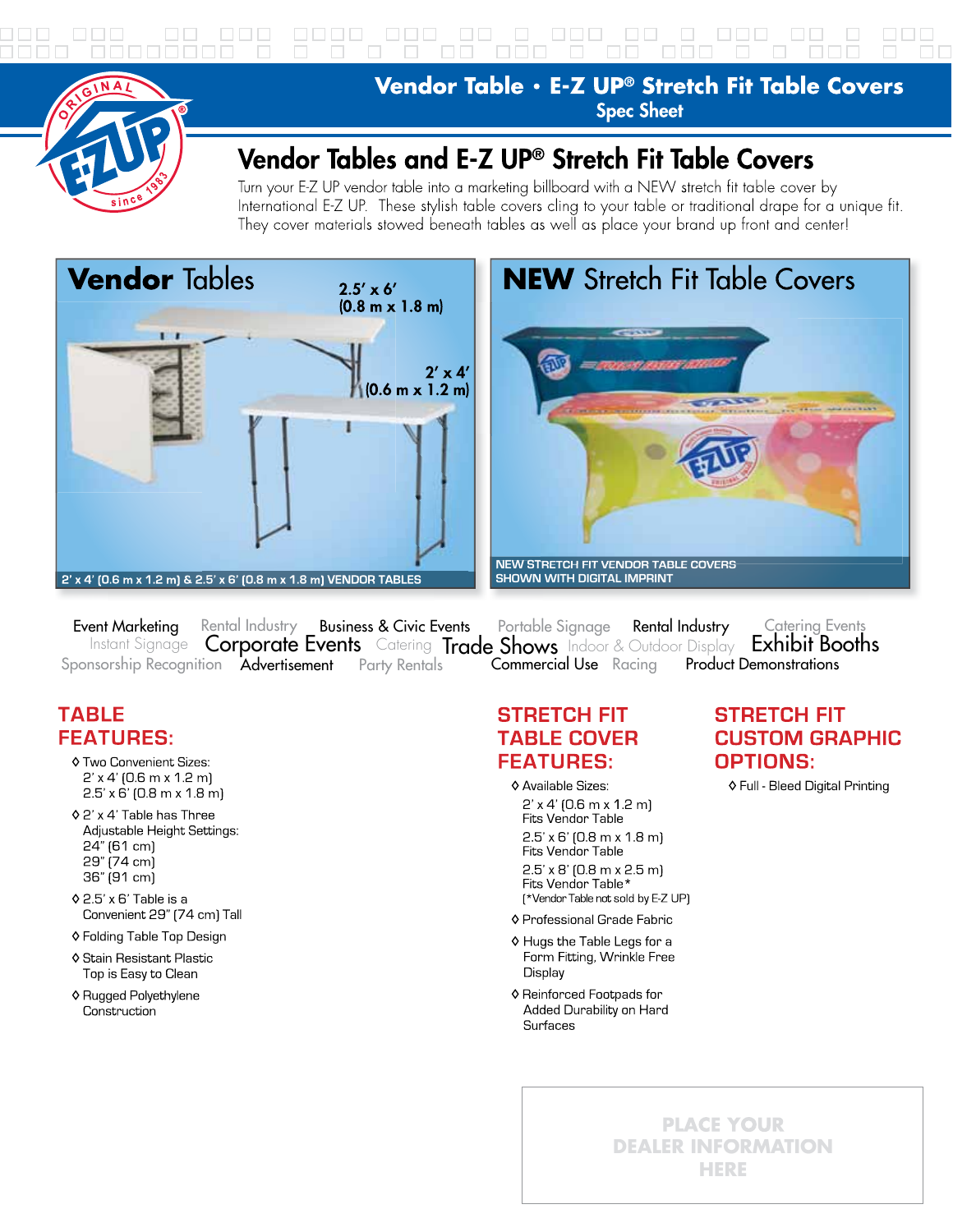# Vendor Table • E-Z UP® Stretch Fit Table Covers
Spec Sheet

## Vendor Tables and E-Z UP® Stretch Fit Table Covers

Turn your E-Z UP vendor table into a marketing billboard with a NEW stretch fit table cover by International E-Z UP. These stylish table covers cling to your table or traditional drape for a unique fit. They cover materials stowed beneath tables as well as place your brand up front and center!

**Vendor** Tables

2.5' x 6' (0.8 m x 1.8 m)

2' x 4' (0.6 m x 1.2 m)

2' x 4' (0.6 m x 1.2 m) & 2.5' x 6' (0.8 m x 1.8 m) VENDOR TABLES

**NEW** Stretch Fit Table Covers

NEW STRETCH FIT VENDOR TABLE COVERS SHOWN WITH DIGITAL IMPRINT

Event Marketing · Rental Industry · Business & Civic Events · Portable Signage · Rental Industry · Catering Events · Instant Signage · Corporate Events · Catering · Trade Shows · Indoor & Outdoor Display · Exhibit Booths · Sponsorship Recognition · Advertisement · Party Rentals · Commercial Use · Racing · Product Demonstrations

### TABLE FEATURES:

- Two Convenient Sizes:
  2' x 4' (0.6 m x 1.2 m)
  2.5' x 6' (0.8 m x 1.8 m)
- 2' x 4' Table has Three Adjustable Height Settings:
  24" (61 cm)
  29" (74 cm)
  36" (91 cm)
- 2.5' x 6' Table is a Convenient 29" (74 cm) Tall
- Folding Table Top Design
- Stain Resistant Plastic Top is Easy to Clean
- Rugged Polyethylene Construction

### STRETCH FIT TABLE COVER FEATURES:

- Available Sizes:
  2' x 4' (0.6 m x 1.2 m) Fits Vendor Table
  2.5' x 6' (0.8 m x 1.8 m) Fits Vendor Table
  2.5' x 8' (0.8 m x 2.5 m) Fits Vendor Table*
  (*Vendor Table not sold by E-Z UP)
- Professional Grade Fabric
- Hugs the Table Legs for a Form Fitting, Wrinkle Free Display
- Reinforced Footpads for Added Durability on Hard Surfaces

### STRETCH FIT CUSTOM GRAPHIC OPTIONS:

- Full - Bleed Digital Printing

PLACE YOUR DEALER INFORMATION HERE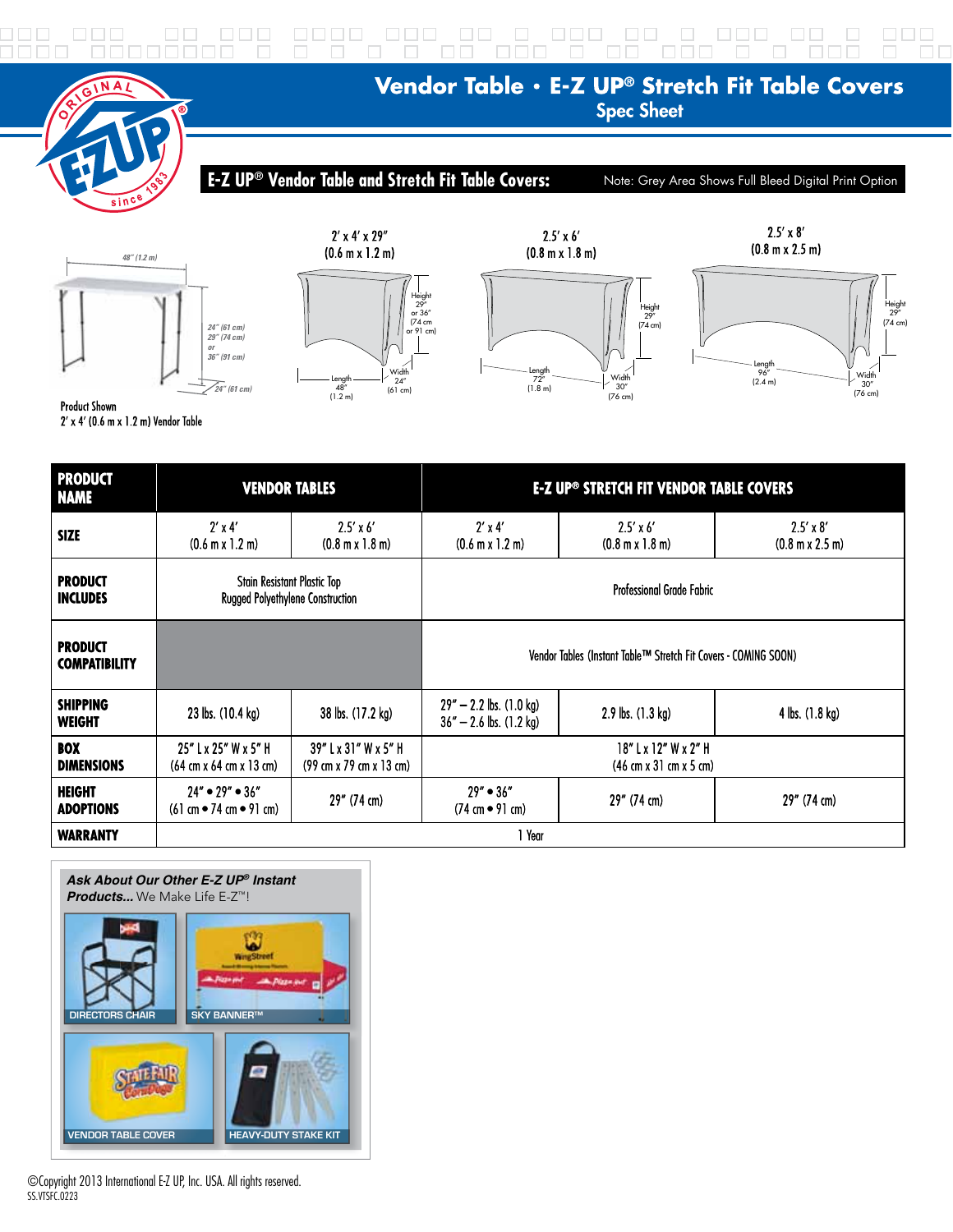# Vendor Table • E-Z UP® Stretch Fit Table Covers

## Spec Sheet

### E-Z UP® Vendor Table and Stretch Fit Table Covers:

Note: Grey Area Shows Full Bleed Digital Print Option

48" (1.2 m)

24" (61 cm)
29" (74 cm)
or
36" (91 cm)

24" (61 cm)

Product Shown
2' x 4' (0.6 m x 1.2 m) Vendor Table

2' x 4' x 29"
(0.6 m x 1.2 m)

Height 29" or 36" (74 cm or 91 cm)
Length 48" (1.2 m)
Width 24" (61 cm)

2.5' x 6'
(0.8 m x 1.8 m)

Height 29" (74 cm)
Length 72" (1.8 m)
Width 30" (76 cm)

2.5' x 8'
(0.8 m x 2.5 m)

Height 29" (74 cm)
Length 96" (2.4 m)
Width 30" (76 cm)

| PRODUCT NAME | VENDOR TABLES | | E-Z UP® STRETCH FIT VENDOR TABLE COVERS | | |
|---|---|---|---|---|---|
| SIZE | 2' x 4' (0.6 m x 1.2 m) | 2.5' x 6' (0.8 m x 1.8 m) | 2' x 4' (0.6 m x 1.2 m) | 2.5' x 6' (0.8 m x 1.8 m) | 2.5' x 8' (0.8 m x 2.5 m) |
| PRODUCT INCLUDES | Stain Resistant Plastic Top Rugged Polyethylene Construction | | Professional Grade Fabric | | |
| PRODUCT COMPATIBILITY | | | Vendor Tables (Instant Table™ Stretch Fit Covers - COMING SOON) | | |
| SHIPPING WEIGHT | 23 lbs. (10.4 kg) | 38 lbs. (17.2 kg) | 29" – 2.2 lbs. (1.0 kg) 36" – 2.6 lbs. (1.2 kg) | 2.9 lbs. (1.3 kg) | 4 lbs. (1.8 kg) |
| BOX DIMENSIONS | 25" L x 25" W x 5" H (64 cm x 64 cm x 13 cm) | 39" L x 31" W x 5" H (99 cm x 79 cm x 13 cm) | 18" L x 12" W x 2" H (46 cm x 31 cm x 5 cm) | | |
| HEIGHT ADOPTIONS | 24" • 29" • 36" (61 cm • 74 cm • 91 cm) | 29" (74 cm) | 29" • 36" (74 cm • 91 cm) | 29" (74 cm) | 29" (74 cm) |
| WARRANTY | 1 Year | | | | |

***Ask About Our Other E-Z UP® Instant Products...*** We Make Life E-Z™!

DIRECTORS CHAIR

SKY BANNER™

VENDOR TABLE COVER

HEAVY-DUTY STAKE KIT

©Copyright 2013 International E-Z UP, Inc. USA. All rights reserved.
SS.VTSFC.0223